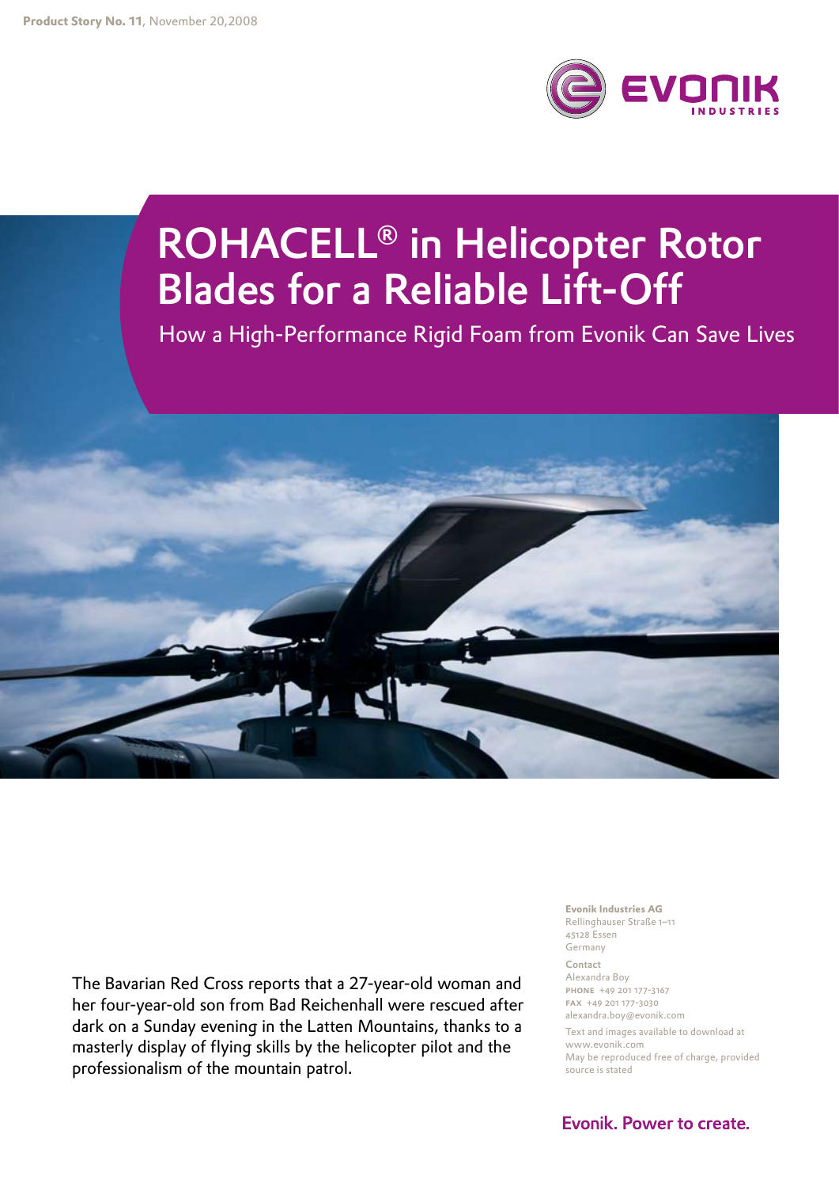**Product Story No. 11**, November 20,2008

# ROHACELL® in Helicopter Rotor Blades for a Reliable Lift-Off

## How a High-Performance Rigid Foam from Evonik Can Save Lives

The Bavarian Red Cross reports that a 27-year-old woman and her four-year-old son from Bad Reichenhall were rescued after dark on a Sunday evening in the Latten Mountains, thanks to a masterly display of flying skills by the helicopter pilot and the professionalism of the mountain patrol.

**Evonik Industries AG**
Rellinghauser Straße 1–11
45128 Essen
Germany

**Contact**
Alexandra Boy
**PHONE** +49 201 177-3167
**FAX** +49 201 177-3030
alexandra.boy@evonik.com

Text and images available to download at www.evonik.com
May be reproduced free of charge, provided source is stated

**Evonik. Power to create.**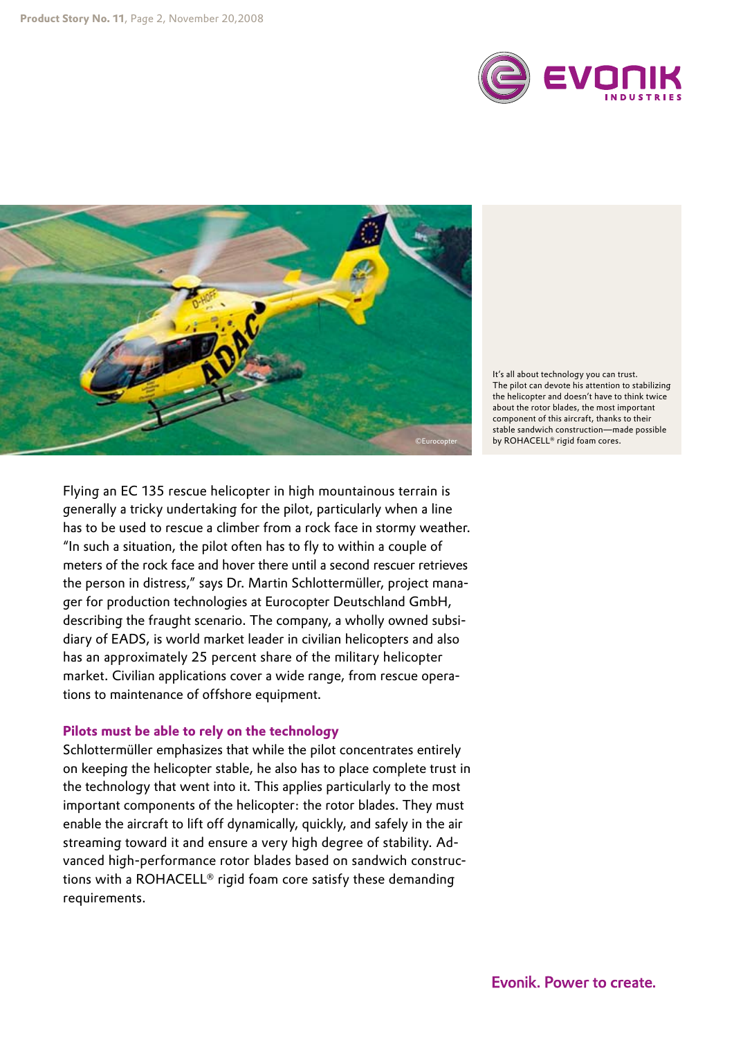It's all about technology you can trust. The pilot can devote his attention to stabilizing the helicopter and doesn't have to think twice about the rotor blades, the most important component of this aircraft, thanks to their stable sandwich construction—made possible by ROHACELL® rigid foam cores.

Flying an EC 135 rescue helicopter in high mountainous terrain is generally a tricky undertaking for the pilot, particularly when a line has to be used to rescue a climber from a rock face in stormy weather. "In such a situation, the pilot often has to fly to within a couple of meters of the rock face and hover there until a second rescuer retrieves the person in distress," says Dr. Martin Schlottermüller, project manager for production technologies at Eurocopter Deutschland GmbH, describing the fraught scenario. The company, a wholly owned subsidiary of EADS, is world market leader in civilian helicopters and also has an approximately 25 percent share of the military helicopter market. Civilian applications cover a wide range, from rescue operations to maintenance of offshore equipment.

### Pilots must be able to rely on the technology

Schlottermüller emphasizes that while the pilot concentrates entirely on keeping the helicopter stable, he also has to place complete trust in the technology that went into it. This applies particularly to the most important components of the helicopter: the rotor blades. They must enable the aircraft to lift off dynamically, quickly, and safely in the air streaming toward it and ensure a very high degree of stability. Advanced high-performance rotor blades based on sandwich constructions with a ROHACELL® rigid foam core satisfy these demanding requirements.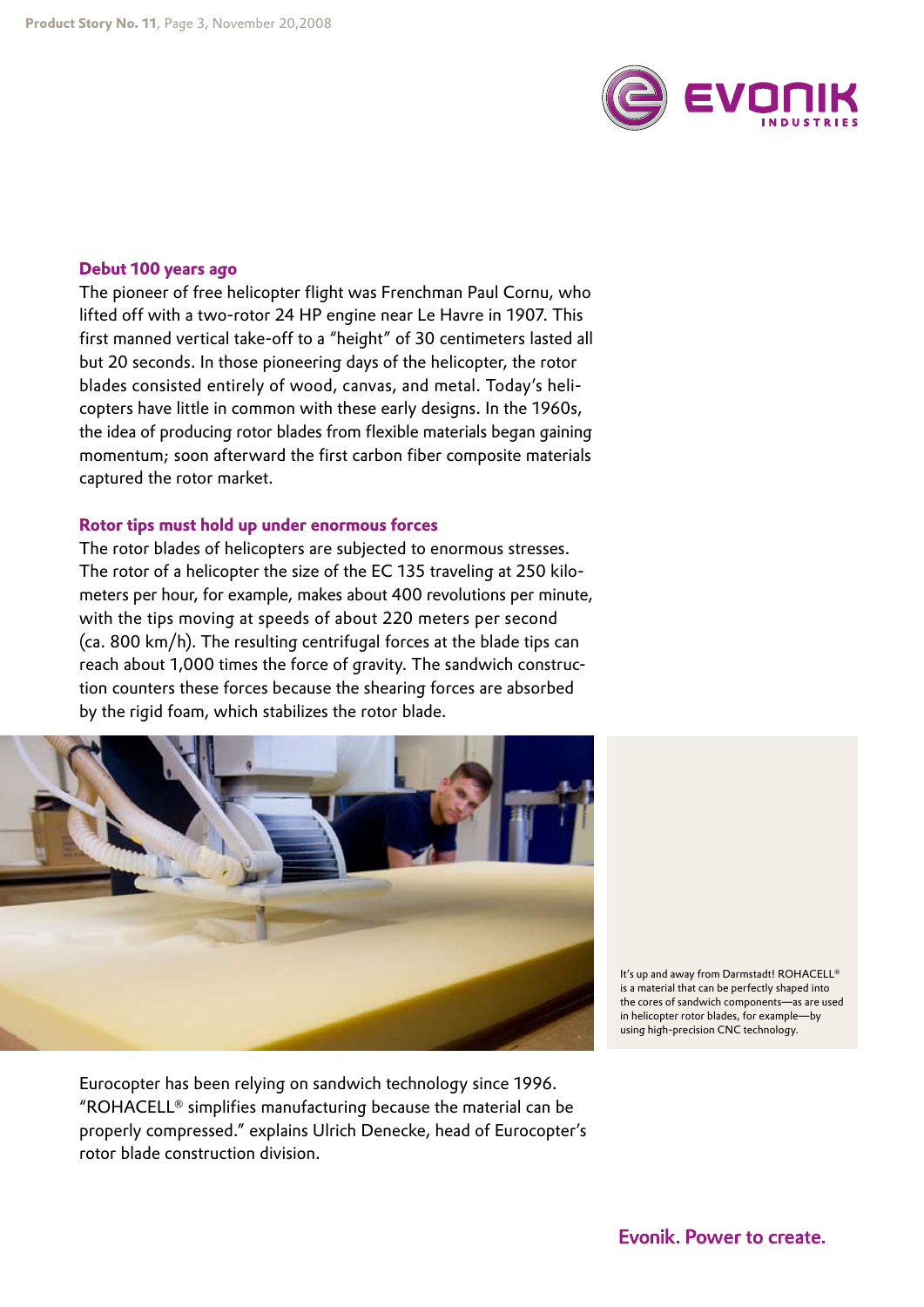## Debut 100 years ago

The pioneer of free helicopter flight was Frenchman Paul Cornu, who lifted off with a two-rotor 24 HP engine near Le Havre in 1907. This first manned vertical take-off to a "height" of 30 centimeters lasted all but 20 seconds. In those pioneering days of the helicopter, the rotor blades consisted entirely of wood, canvas, and metal. Today's helicopters have little in common with these early designs. In the 1960s, the idea of producing rotor blades from flexible materials began gaining momentum; soon afterward the first carbon fiber composite materials captured the rotor market.

## Rotor tips must hold up under enormous forces

The rotor blades of helicopters are subjected to enormous stresses. The rotor of a helicopter the size of the EC 135 traveling at 250 kilometers per hour, for example, makes about 400 revolutions per minute, with the tips moving at speeds of about 220 meters per second (ca. 800 km/h). The resulting centrifugal forces at the blade tips can reach about 1,000 times the force of gravity. The sandwich construction counters these forces because the shearing forces are absorbed by the rigid foam, which stabilizes the rotor blade.

It's up and away from Darmstadt! ROHACELL® is a material that can be perfectly shaped into the cores of sandwich components—as are used in helicopter rotor blades, for example—by using high-precision CNC technology.

Eurocopter has been relying on sandwich technology since 1996. "ROHACELL® simplifies manufacturing because the material can be properly compressed." explains Ulrich Denecke, head of Eurocopter's rotor blade construction division.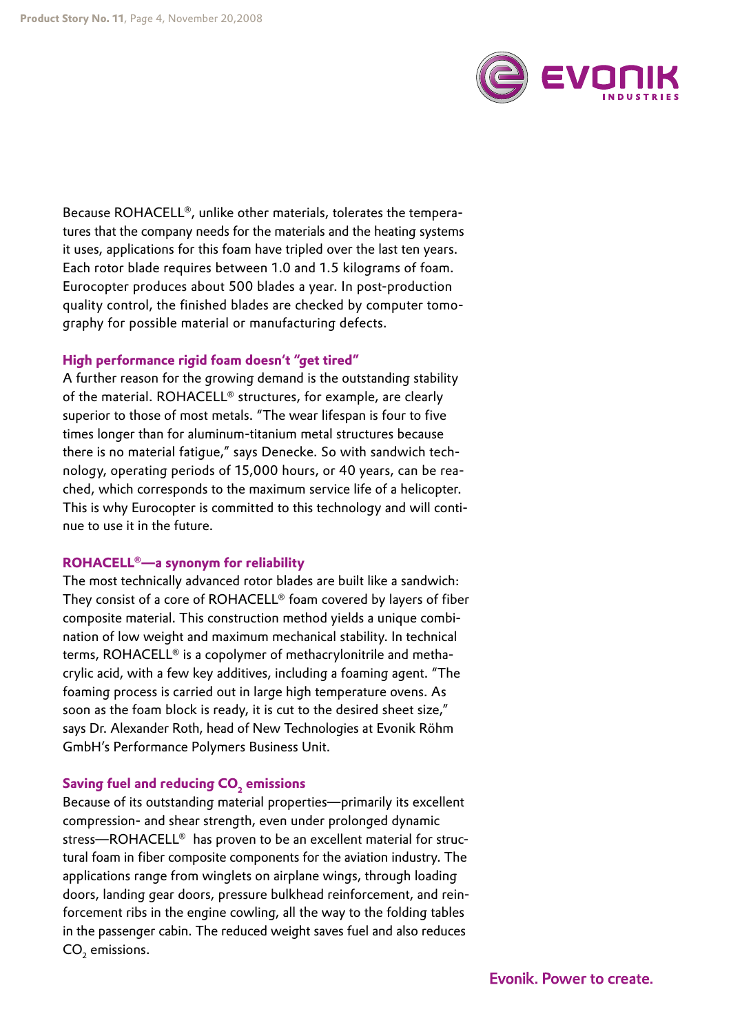Because ROHACELL®, unlike other materials, tolerates the temperatures that the company needs for the materials and the heating systems it uses, applications for this foam have tripled over the last ten years. Each rotor blade requires between 1.0 and 1.5 kilograms of foam. Eurocopter produces about 500 blades a year. In post-production quality control, the finished blades are checked by computer tomography for possible material or manufacturing defects.

### High performance rigid foam doesn't "get tired"

A further reason for the growing demand is the outstanding stability of the material. ROHACELL® structures, for example, are clearly superior to those of most metals. "The wear lifespan is four to five times longer than for aluminum-titanium metal structures because there is no material fatigue," says Denecke. So with sandwich technology, operating periods of 15,000 hours, or 40 years, can be reached, which corresponds to the maximum service life of a helicopter. This is why Eurocopter is committed to this technology and will continue to use it in the future.

### ROHACELL®—a synonym for reliability

The most technically advanced rotor blades are built like a sandwich: They consist of a core of ROHACELL® foam covered by layers of fiber composite material. This construction method yields a unique combination of low weight and maximum mechanical stability. In technical terms, ROHACELL® is a copolymer of methacrylonitrile and methacrylic acid, with a few key additives, including a foaming agent. "The foaming process is carried out in large high temperature ovens. As soon as the foam block is ready, it is cut to the desired sheet size," says Dr. Alexander Roth, head of New Technologies at Evonik Röhm GmbH's Performance Polymers Business Unit.

### Saving fuel and reducing $CO_2$ emissions

Because of its outstanding material properties—primarily its excellent compression- and shear strength, even under prolonged dynamic stress—ROHACELL® has proven to be an excellent material for structural foam in fiber composite components for the aviation industry. The applications range from winglets on airplane wings, through loading doors, landing gear doors, pressure bulkhead reinforcement, and reinforcement ribs in the engine cowling, all the way to the folding tables in the passenger cabin. The reduced weight saves fuel and also reduces $CO_2$ emissions.